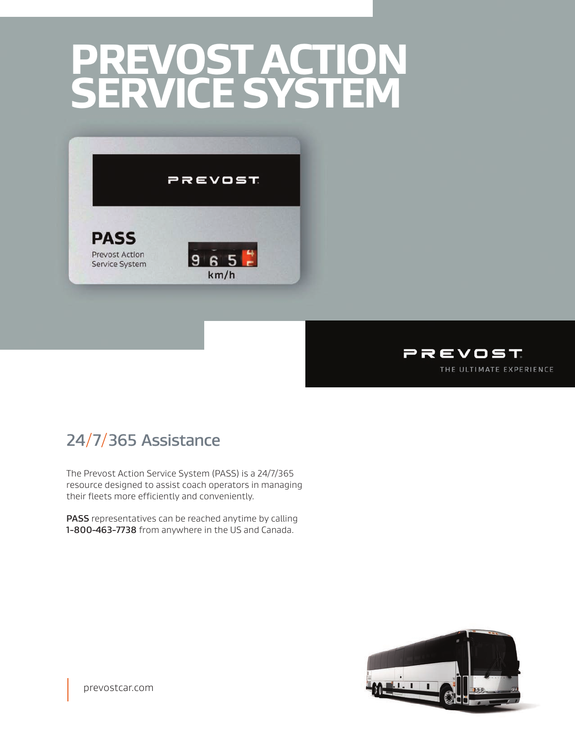# PREVOST ACTION SERVICE SYSTEM

PREVOST

**PASS**

Prevost Action Service System

9 6 5

km/h

PREVOST

THE ULTIMATE EXPERIENCE

## 24/7/365 Assistance

The Prevost Action Service System (PASS) is a 24/7/365 resource designed to assist coach operators in managing their fleets more efficiently and conveniently.

**PASS** representatives can be reached anytime by calling **1-800-463-7738** from anywhere in the US and Canada.

prevostcar.com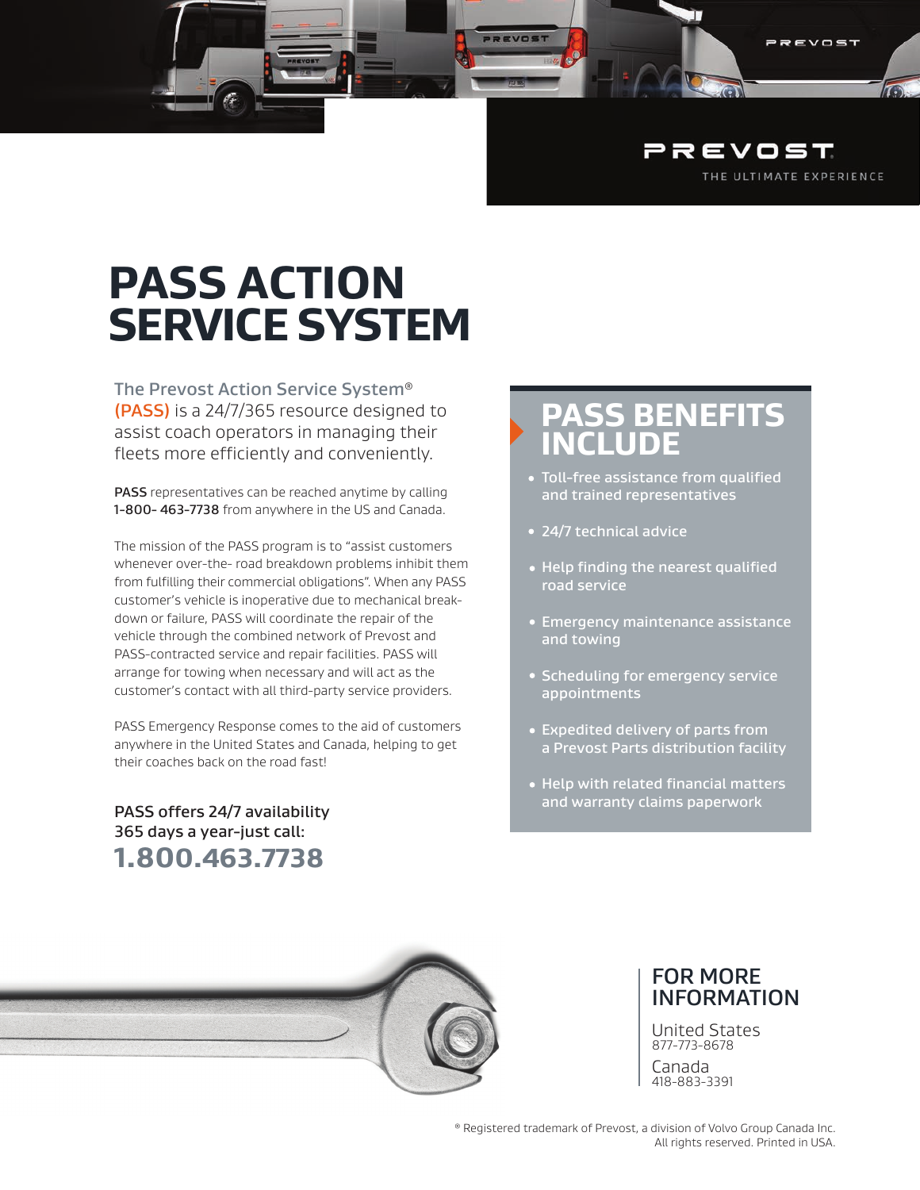PREVOST

THE ULTIMATE EXPERIENCE

# PASS ACTION SERVICE SYSTEM

The Prevost Action Service System® (PASS) is a 24/7/365 resource designed to assist coach operators in managing their fleets more efficiently and conveniently.

**PASS** representatives can be reached anytime by calling **1-800- 463-7738** from anywhere in the US and Canada.

The mission of the PASS program is to "assist customers whenever over-the- road breakdown problems inhibit them from fulfilling their commercial obligations". When any PASS customer's vehicle is inoperative due to mechanical break-down or failure, PASS will coordinate the repair of the vehicle through the combined network of Prevost and PASS-contracted service and repair facilities. PASS will arrange for towing when necessary and will act as the customer's contact with all third-party service providers.

PASS Emergency Response comes to the aid of customers anywhere in the United States and Canada, helping to get their coaches back on the road fast!

PASS offers 24/7 availability
365 days a year-just call:

**1.800.463.7738**

## PASS BENEFITS INCLUDE

- Toll-free assistance from qualified and trained representatives
- 24/7 technical advice
- Help finding the nearest qualified road service
- Emergency maintenance assistance and towing
- Scheduling for emergency service appointments
- Expedited delivery of parts from a Prevost Parts distribution facility
- Help with related financial matters and warranty claims paperwork

## FOR MORE INFORMATION

United States
877-773-8678

Canada
418-883-3391

® Registered trademark of Prevost, a division of Volvo Group Canada Inc.
All rights reserved. Printed in USA.